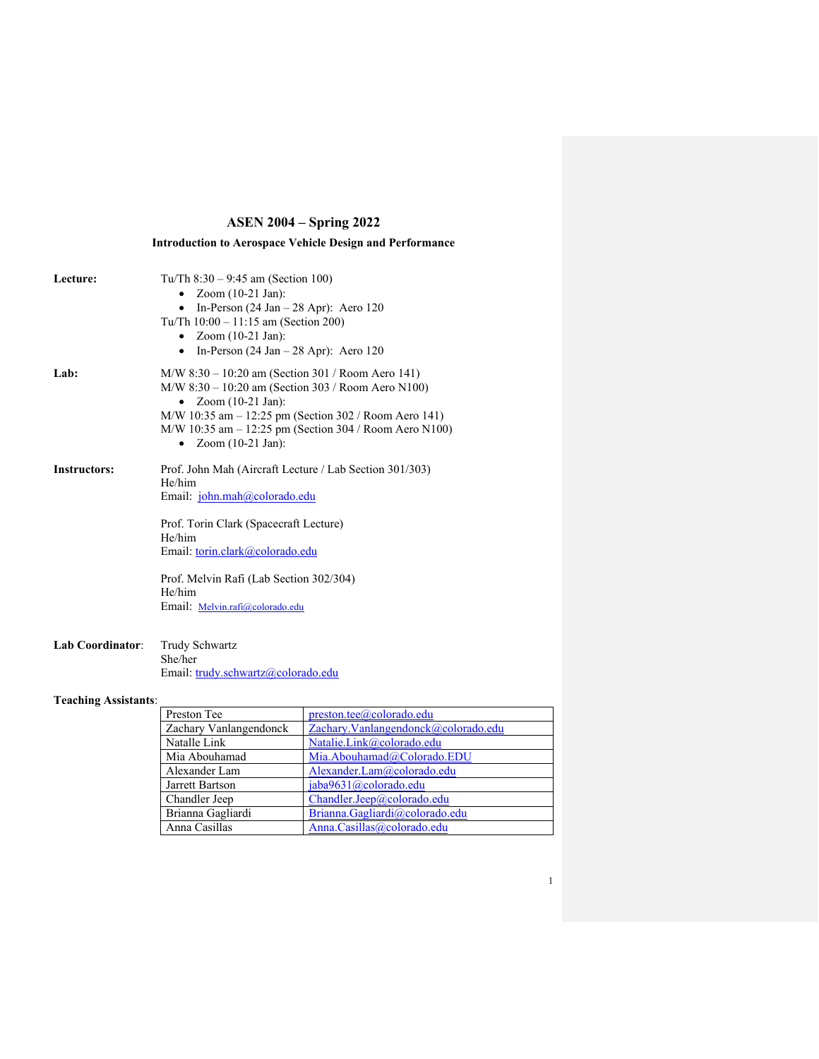# ASEN 2004 – Spring 2022

## Introduction to Aerospace Vehicle Design and Performance

**Lecture:**

Tu/Th 8:30 – 9:45 am (Section 100)

- Zoom (10-21 Jan):
- In-Person (24 Jan – 28 Apr): Aero 120

Tu/Th 10:00 – 11:15 am (Section 200)

- Zoom (10-21 Jan):
- In-Person (24 Jan – 28 Apr): Aero 120

**Lab:**

M/W 8:30 – 10:20 am (Section 301 / Room Aero 141)
M/W 8:30 – 10:20 am (Section 303 / Room Aero N100)

- Zoom (10-21 Jan):

M/W 10:35 am – 12:25 pm (Section 302 / Room Aero 141)
M/W 10:35 am – 12:25 pm (Section 304 / Room Aero N100)

- Zoom (10-21 Jan):

**Instructors:**

Prof. John Mah (Aircraft Lecture / Lab Section 301/303)
He/him
Email: john.mah@colorado.edu

Prof. Torin Clark (Spacecraft Lecture)
He/him
Email: torin.clark@colorado.edu

Prof. Melvin Rafi (Lab Section 302/304)
He/him
Email: Melvin.rafi@colorado.edu

**Lab Coordinator**: Trudy Schwartz
She/her
Email: trudy.schwartz@colorado.edu

**Teaching Assistants**:

| | |
|---|---|
| Preston Tee | preston.tee@colorado.edu |
| Zachary Vanlangendonck | Zachary.Vanlangendonck@colorado.edu |
| Natalle Link | Natalie.Link@colorado.edu |
| Mia Abouhamad | Mia.Abouhamad@Colorado.EDU |
| Alexander Lam | Alexander.Lam@colorado.edu |
| Jarrett Bartson | jaba9631@colorado.edu |
| Chandler Jeep | Chandler.Jeep@colorado.edu |
| Brianna Gagliardi | Brianna.Gagliardi@colorado.edu |
| Anna Casillas | Anna.Casillas@colorado.edu |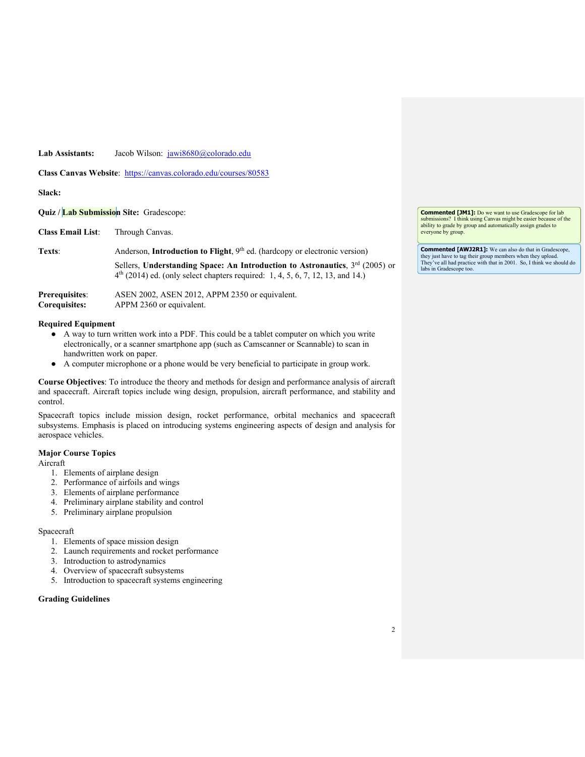**Lab Assistants:** Jacob Wilson: jawi8680@colorado.edu

**Class Canvas Website**: https://canvas.colorado.edu/courses/80583

**Slack:**

**Quiz / Lab Submission Site:** Gradescope:

**Class Email List**: Through Canvas.

**Texts**: Anderson, **Introduction to Flight**, 9th ed. (hardcopy or electronic version)

Sellers, **Understanding Space: An Introduction to Astronautics**, 3rd (2005) or 4th (2014) ed. (only select chapters required: 1, 4, 5, 6, 7, 12, 13, and 14.)

**Prerequisites**: ASEN 2002, ASEN 2012, APPM 2350 or equivalent.
**Corequisites:** APPM 2360 or equivalent.

**Required Equipment**

- A way to turn written work into a PDF. This could be a tablet computer on which you write electronically, or a scanner smartphone app (such as Camscanner or Scannable) to scan in handwritten work on paper.
- A computer microphone or a phone would be very beneficial to participate in group work.

**Course Objectives**: To introduce the theory and methods for design and performance analysis of aircraft and spacecraft. Aircraft topics include wing design, propulsion, aircraft performance, and stability and control.

Spacecraft topics include mission design, rocket performance, orbital mechanics and spacecraft subsystems. Emphasis is placed on introducing systems engineering aspects of design and analysis for aerospace vehicles.

**Major Course Topics**

Aircraft

1. Elements of airplane design
2. Performance of airfoils and wings
3. Elements of airplane performance
4. Preliminary airplane stability and control
5. Preliminary airplane propulsion

Spacecraft

1. Elements of space mission design
2. Launch requirements and rocket performance
3. Introduction to astrodynamics
4. Overview of spacecraft subsystems
5. Introduction to spacecraft systems engineering

**Grading Guidelines**

> **Commented [JM1]:** Do we want to use Gradescope for lab submissions? I think using Canvas might be easier because of the ability to grade by group and automatically assign grades to everyone by group.

> **Commented [AWJ2R1]:** We can also do that in Gradescope, they just have to tag their group members when they upload. They've all had practice with that in 2001. So, I think we should do labs in Gradescope too.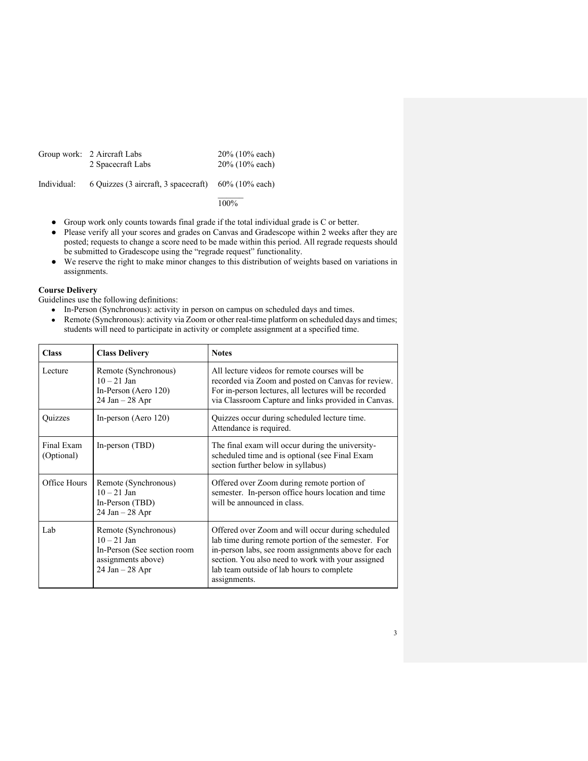| | | |
|---|---|---|
| Group work: | 2 Aircraft Labs | 20% (10% each) |
| | 2 Spacecraft Labs | 20% (10% each) |
| Individual: | 6 Quizzes (3 aircraft, 3 spacecraft) | 60% (10% each) |
| | | 100% |

- Group work only counts towards final grade if the total individual grade is C or better.
- Please verify all your scores and grades on Canvas and Gradescope within 2 weeks after they are posted; requests to change a score need to be made within this period. All regrade requests should be submitted to Gradescope using the "regrade request" functionality.
- We reserve the right to make minor changes to this distribution of weights based on variations in assignments.

**Course Delivery**

Guidelines use the following definitions:

- In-Person (Synchronous): activity in person on campus on scheduled days and times.
- Remote (Synchronous): activity via Zoom or other real-time platform on scheduled days and times; students will need to participate in activity or complete assignment at a specified time.

| Class | Class Delivery | Notes |
|---|---|---|
| Lecture | Remote (Synchronous) 10 – 21 Jan In-Person (Aero 120) 24 Jan – 28 Apr | All lecture videos for remote courses will be recorded via Zoom and posted on Canvas for review. For in-person lectures, all lectures will be recorded via Classroom Capture and links provided in Canvas. |
| Quizzes | In-person (Aero 120) | Quizzes occur during scheduled lecture time. Attendance is required. |
| Final Exam (Optional) | In-person (TBD) | The final exam will occur during the university-scheduled time and is optional (see Final Exam section further below in syllabus) |
| Office Hours | Remote (Synchronous) 10 – 21 Jan In-Person (TBD) 24 Jan – 28 Apr | Offered over Zoom during remote portion of semester. In-person office hours location and time will be announced in class. |
| Lab | Remote (Synchronous) 10 – 21 Jan In-Person (See section room assignments above) 24 Jan – 28 Apr | Offered over Zoom and will occur during scheduled lab time during remote portion of the semester. For in-person labs, see room assignments above for each section. You also need to work with your assigned lab team outside of lab hours to complete assignments. |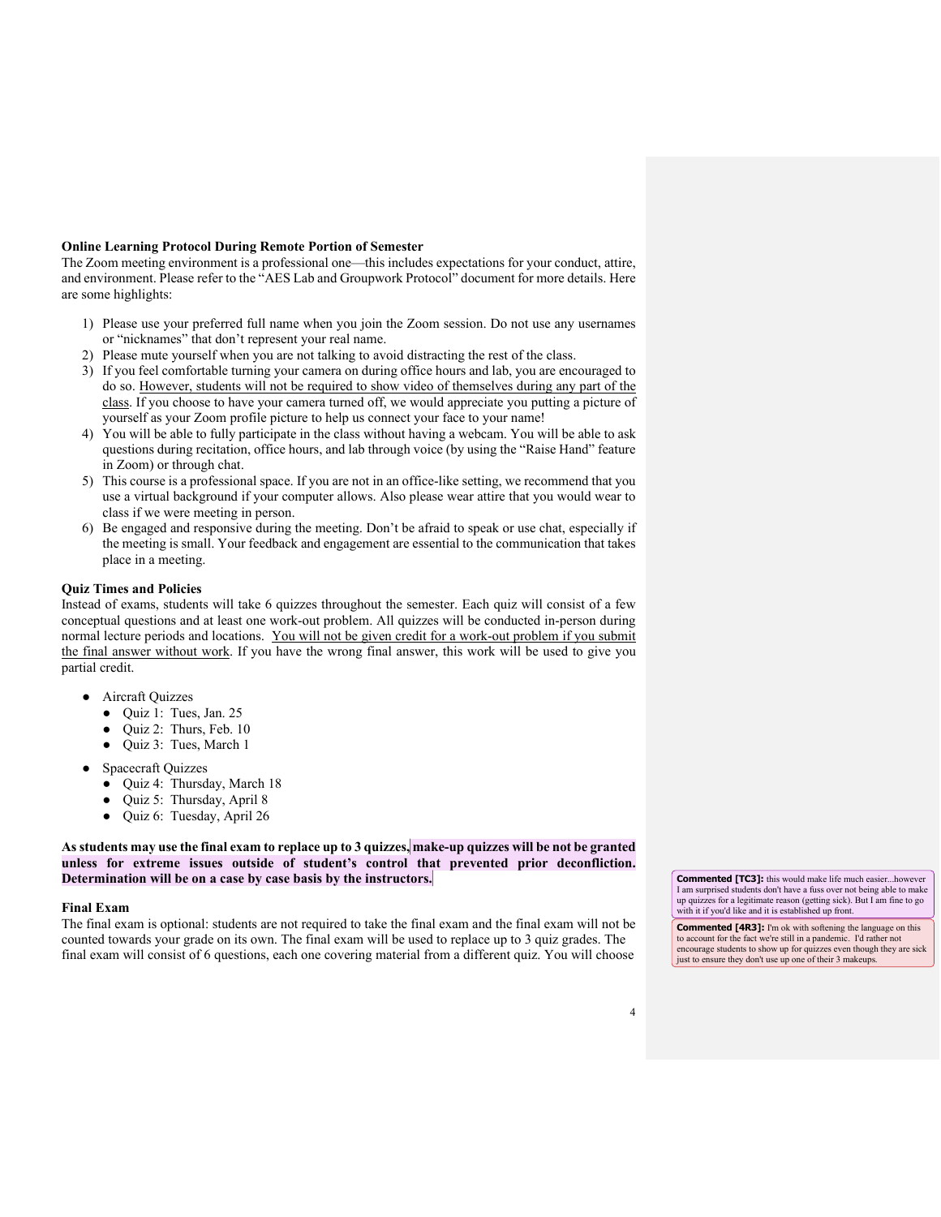**Online Learning Protocol During Remote Portion of Semester**

The Zoom meeting environment is a professional one—this includes expectations for your conduct, attire, and environment. Please refer to the "AES Lab and Groupwork Protocol" document for more details. Here are some highlights:

1) Please use your preferred full name when you join the Zoom session. Do not use any usernames or "nicknames" that don't represent your real name.
2) Please mute yourself when you are not talking to avoid distracting the rest of the class.
3) If you feel comfortable turning your camera on during office hours and lab, you are encouraged to do so. <u>However, students will not be required to show video of themselves during any part of the class</u>. If you choose to have your camera turned off, we would appreciate you putting a picture of yourself as your Zoom profile picture to help us connect your face to your name!
4) You will be able to fully participate in the class without having a webcam. You will be able to ask questions during recitation, office hours, and lab through voice (by using the "Raise Hand" feature in Zoom) or through chat.
5) This course is a professional space. If you are not in an office-like setting, we recommend that you use a virtual background if your computer allows. Also please wear attire that you would wear to class if we were meeting in person.
6) Be engaged and responsive during the meeting. Don't be afraid to speak or use chat, especially if the meeting is small. Your feedback and engagement are essential to the communication that takes place in a meeting.

**Quiz Times and Policies**

Instead of exams, students will take 6 quizzes throughout the semester. Each quiz will consist of a few conceptual questions and at least one work-out problem. All quizzes will be conducted in-person during normal lecture periods and locations. <u>You will not be given credit for a work-out problem if you submit the final answer without work</u>. If you have the wrong final answer, this work will be used to give you partial credit.

- Aircraft Quizzes
  - Quiz 1: Tues, Jan. 25
  - Quiz 2: Thurs, Feb. 10
  - Quiz 3: Tues, March 1
- Spacecraft Quizzes
  - Quiz 4: Thursday, March 18
  - Quiz 5: Thursday, April 8
  - Quiz 6: Tuesday, April 26

**As students may use the final exam to replace up to 3 quizzes, make-up quizzes will be not be granted unless for extreme issues outside of student's control that prevented prior deconfliction. Determination will be on a case by case basis by the instructors.**

**Commented [TC3]:** this would make life much easier...however I am surprised students don't have a fuss over not being able to make up quizzes for a legitimate reason (getting sick). But I am fine to go with it if you'd like and it is established up front.

**Commented [4R3]:** I'm ok with softening the language on this to account for the fact we're still in a pandemic. I'd rather not encourage students to show up for quizzes even though they are sick just to ensure they don't use up one of their 3 makeups.

**Final Exam**

The final exam is optional: students are not required to take the final exam and the final exam will not be counted towards your grade on its own. The final exam will be used to replace up to 3 quiz grades. The final exam will consist of 6 questions, each one covering material from a different quiz. You will choose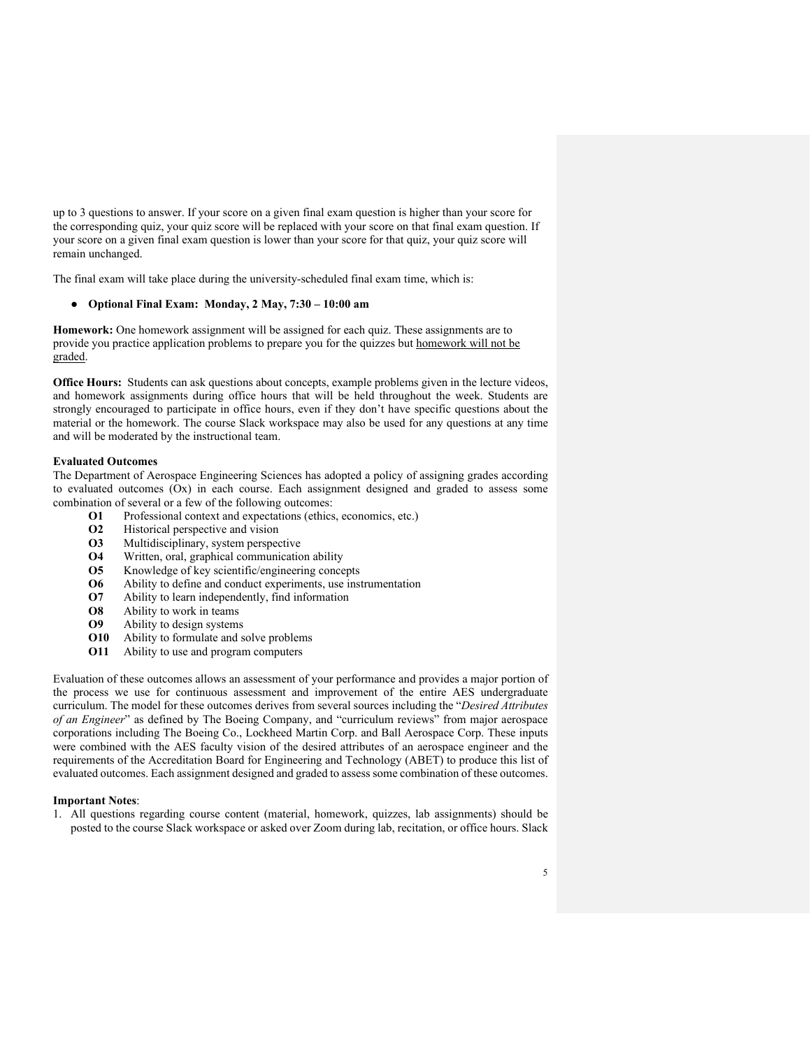up to 3 questions to answer. If your score on a given final exam question is higher than your score for the corresponding quiz, your quiz score will be replaced with your score on that final exam question. If your score on a given final exam question is lower than your score for that quiz, your quiz score will remain unchanged.

The final exam will take place during the university-scheduled final exam time, which is:

- **Optional Final Exam: Monday, 2 May, 7:30 – 10:00 am**

**Homework:** One homework assignment will be assigned for each quiz. These assignments are to provide you practice application problems to prepare you for the quizzes but homework will not be graded.

**Office Hours:** Students can ask questions about concepts, example problems given in the lecture videos, and homework assignments during office hours that will be held throughout the week. Students are strongly encouraged to participate in office hours, even if they don't have specific questions about the material or the homework. The course Slack workspace may also be used for any questions at any time and will be moderated by the instructional team.

**Evaluated Outcomes**

The Department of Aerospace Engineering Sciences has adopted a policy of assigning grades according to evaluated outcomes (Ox) in each course. Each assignment designed and graded to assess some combination of several or a few of the following outcomes:

- **O1** Professional context and expectations (ethics, economics, etc.)
- **O2** Historical perspective and vision
- **O3** Multidisciplinary, system perspective
- **O4** Written, oral, graphical communication ability
- **O5** Knowledge of key scientific/engineering concepts
- **O6** Ability to define and conduct experiments, use instrumentation
- **O7** Ability to learn independently, find information
- **O8** Ability to work in teams
- **O9** Ability to design systems
- **O10** Ability to formulate and solve problems
- **O11** Ability to use and program computers

Evaluation of these outcomes allows an assessment of your performance and provides a major portion of the process we use for continuous assessment and improvement of the entire AES undergraduate curriculum. The model for these outcomes derives from several sources including the "*Desired Attributes of an Engineer*" as defined by The Boeing Company, and "curriculum reviews" from major aerospace corporations including The Boeing Co., Lockheed Martin Corp. and Ball Aerospace Corp. These inputs were combined with the AES faculty vision of the desired attributes of an aerospace engineer and the requirements of the Accreditation Board for Engineering and Technology (ABET) to produce this list of evaluated outcomes. Each assignment designed and graded to assess some combination of these outcomes.

**Important Notes**:

1. All questions regarding course content (material, homework, quizzes, lab assignments) should be posted to the course Slack workspace or asked over Zoom during lab, recitation, or office hours. Slack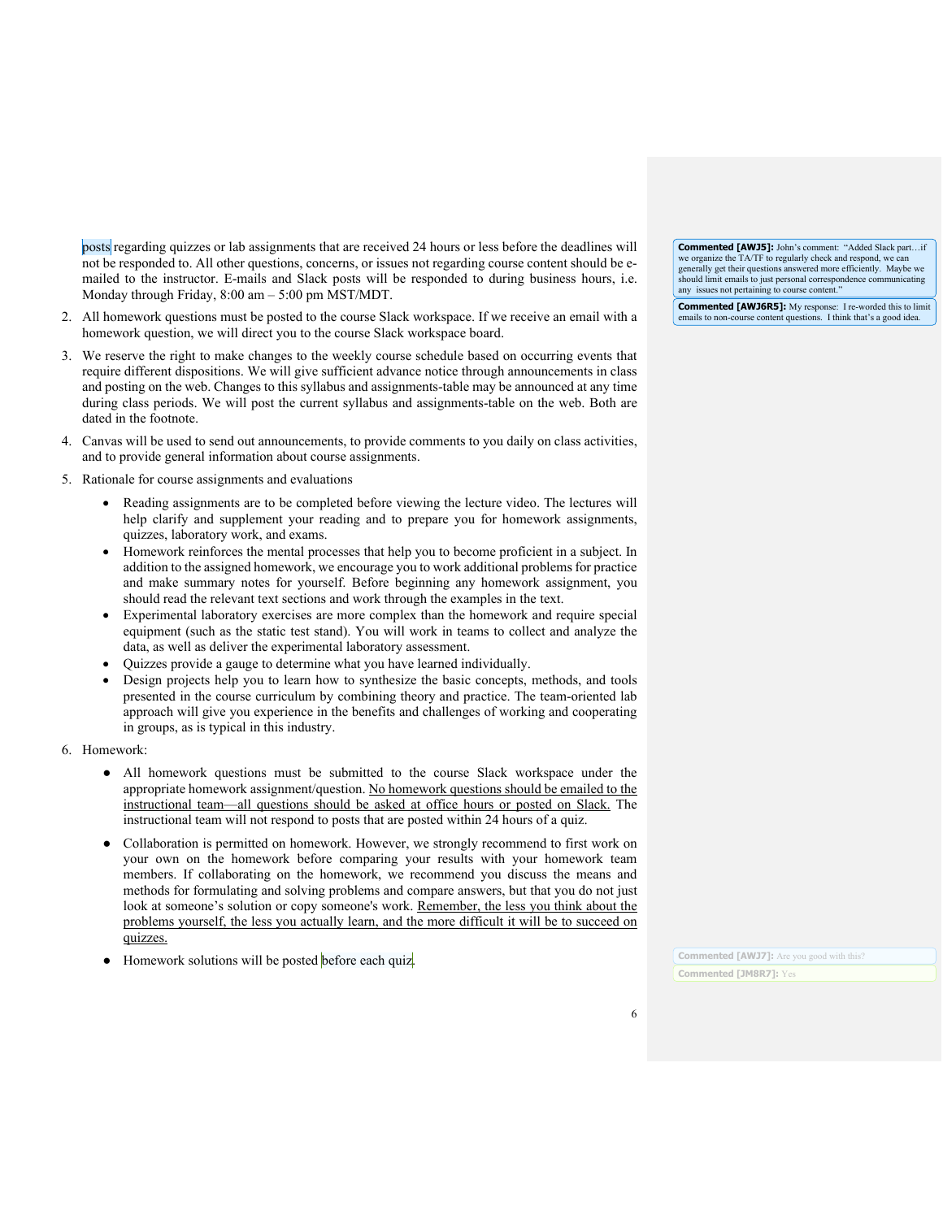posts regarding quizzes or lab assignments that are received 24 hours or less before the deadlines will not be responded to. All other questions, concerns, or issues not regarding course content should be e-mailed to the instructor. E-mails and Slack posts will be responded to during business hours, i.e. Monday through Friday, 8:00 am – 5:00 pm MST/MDT.

2. All homework questions must be posted to the course Slack workspace. If we receive an email with a homework question, we will direct you to the course Slack workspace board.
3. We reserve the right to make changes to the weekly course schedule based on occurring events that require different dispositions. We will give sufficient advance notice through announcements in class and posting on the web. Changes to this syllabus and assignments-table may be announced at any time during class periods. We will post the current syllabus and assignments-table on the web. Both are dated in the footnote.
4. Canvas will be used to send out announcements, to provide comments to you daily on class activities, and to provide general information about course assignments.
5. Rationale for course assignments and evaluations
   - Reading assignments are to be completed before viewing the lecture video. The lectures will help clarify and supplement your reading and to prepare you for homework assignments, quizzes, laboratory work, and exams.
   - Homework reinforces the mental processes that help you to become proficient in a subject. In addition to the assigned homework, we encourage you to work additional problems for practice and make summary notes for yourself. Before beginning any homework assignment, you should read the relevant text sections and work through the examples in the text.
   - Experimental laboratory exercises are more complex than the homework and require special equipment (such as the static test stand). You will work in teams to collect and analyze the data, as well as deliver the experimental laboratory assessment.
   - Quizzes provide a gauge to determine what you have learned individually.
   - Design projects help you to learn how to synthesize the basic concepts, methods, and tools presented in the course curriculum by combining theory and practice. The team-oriented lab approach will give you experience in the benefits and challenges of working and cooperating in groups, as is typical in this industry.
6. Homework:
   - All homework questions must be submitted to the course Slack workspace under the appropriate homework assignment/question. No homework questions should be emailed to the instructional team—all questions should be asked at office hours or posted on Slack. The instructional team will not respond to posts that are posted within 24 hours of a quiz.
   - Collaboration is permitted on homework. However, we strongly recommend to first work on your own on the homework before comparing your results with your homework team members. If collaborating on the homework, we recommend you discuss the means and methods for formulating and solving problems and compare answers, but that you do not just look at someone's solution or copy someone's work. Remember, the less you think about the problems yourself, the less you actually learn, and the more difficult it will be to succeed on quizzes.
   - Homework solutions will be posted before each quiz.

**Commented [AWJ5]:** John's comment: "Added Slack part…if we organize the TA/TF to regularly check and respond, we can generally get their questions answered more efficiently. Maybe we should limit emails to just personal correspondence communicating any issues not pertaining to course content."

**Commented [AWJ6R5]:** My response: I re-worded this to limit emails to non-course content questions. I think that's a good idea.

**Commented [AWJ7]:** Are you good with this?

**Commented [JM8R7]:** Yes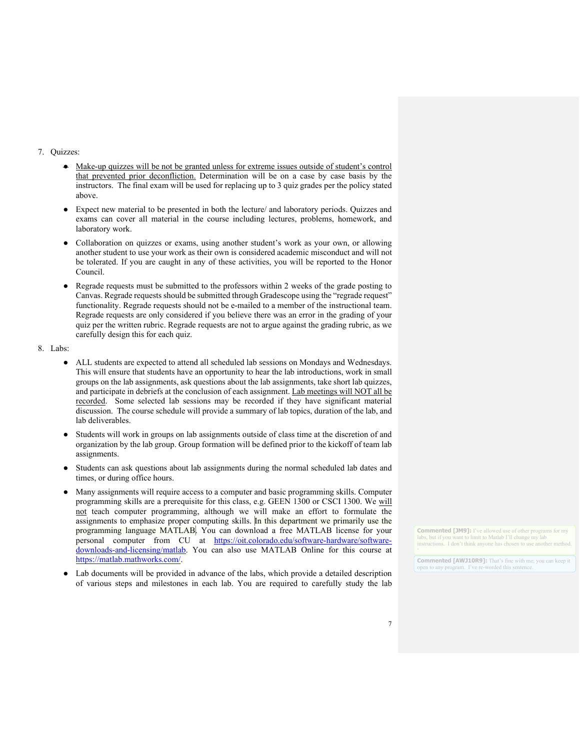7. Quizzes:

   - Make-up quizzes will be not be granted unless for extreme issues outside of student's control that prevented prior deconfliction. Determination will be on a case by case basis by the instructors. The final exam will be used for replacing up to 3 quiz grades per the policy stated above.
   - Expect new material to be presented in both the lecture/ and laboratory periods. Quizzes and exams can cover all material in the course including lectures, problems, homework, and laboratory work.
   - Collaboration on quizzes or exams, using another student's work as your own, or allowing another student to use your work as their own is considered academic misconduct and will not be tolerated. If you are caught in any of these activities, you will be reported to the Honor Council.
   - Regrade requests must be submitted to the professors within 2 weeks of the grade posting to Canvas. Regrade requests should be submitted through Gradescope using the "regrade request" functionality. Regrade requests should not be e-mailed to a member of the instructional team. Regrade requests are only considered if you believe there was an error in the grading of your quiz per the written rubric. Regrade requests are not to argue against the grading rubric, as we carefully design this for each quiz.

8. Labs:

   - ALL students are expected to attend all scheduled lab sessions on Mondays and Wednesdays. This will ensure that students have an opportunity to hear the lab introductions, work in small groups on the lab assignments, take short lab quizzes, ask questions about the lab assignments, and participate in debriefs at the conclusion of each assignment. Lab meetings will NOT all be recorded. Some selected lab sessions may be recorded if they have significant material discussion. The course schedule will provide a summary of lab topics, duration of the lab, and lab deliverables.
   - Students will work in groups on lab assignments outside of class time at the discretion of and organization by the lab group. Group formation will be defined prior to the kickoff of team lab assignments.
   - Students can ask questions about lab assignments during the normal scheduled lab dates and times, or during office hours.
   - Many assignments will require access to a computer and basic programming skills. Computer programming skills are a prerequisite for this class, e.g. GEEN 1300 or CSCI 1300. We will not teach computer programming, although we will make an effort to formulate the assignments to emphasize proper computing skills. In this department we primarily use the programming language MATLAB. You can download a free MATLAB license for your personal computer from CU at https://oit.colorado.edu/software-hardware/software-downloads-and-licensing/matlab. You can also use MATLAB Online for this course at https://matlab.mathworks.com/.
   - Lab documents will be provided in advance of the labs, which provide a detailed description of various steps and milestones in each lab. You are required to carefully study the lab

**Commented [JM9]:** I've allowed use of other programs for my labs, but if you want to limit to Matlab I'll change my lab instructions. I don't think anyone has chosen to use another method.

**Commented [AWJ10R9]:** That's fine with me; you can keep it open to any program. I've re-worded this sentence.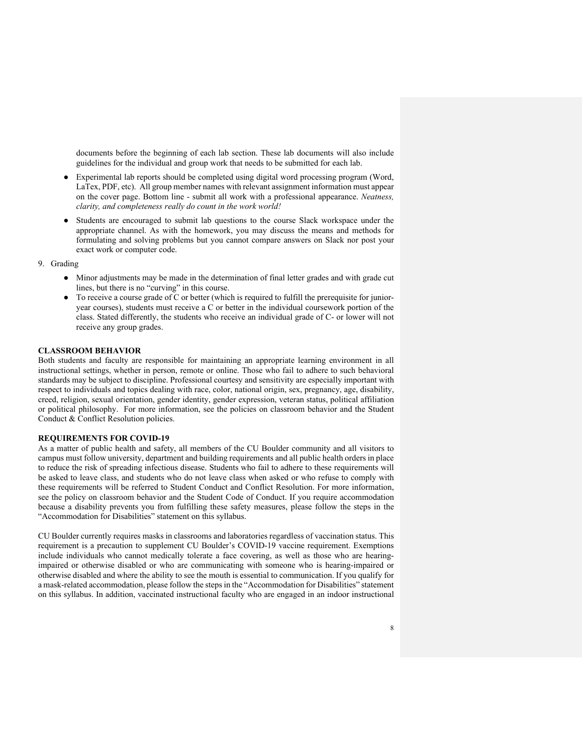documents before the beginning of each lab section. These lab documents will also include guidelines for the individual and group work that needs to be submitted for each lab.

- Experimental lab reports should be completed using digital word processing program (Word, LaTex, PDF, etc). All group member names with relevant assignment information must appear on the cover page. Bottom line - submit all work with a professional appearance. *Neatness, clarity, and completeness really do count in the work world!*
- Students are encouraged to submit lab questions to the course Slack workspace under the appropriate channel. As with the homework, you may discuss the means and methods for formulating and solving problems but you cannot compare answers on Slack nor post your exact work or computer code.

9. Grading
    - Minor adjustments may be made in the determination of final letter grades and with grade cut lines, but there is no "curving" in this course.
    - To receive a course grade of C or better (which is required to fulfill the prerequisite for junior-year courses), students must receive a C or better in the individual coursework portion of the class. Stated differently, the students who receive an individual grade of C- or lower will not receive any group grades.

**CLASSROOM BEHAVIOR**

Both students and faculty are responsible for maintaining an appropriate learning environment in all instructional settings, whether in person, remote or online. Those who fail to adhere to such behavioral standards may be subject to discipline. Professional courtesy and sensitivity are especially important with respect to individuals and topics dealing with race, color, national origin, sex, pregnancy, age, disability, creed, religion, sexual orientation, gender identity, gender expression, veteran status, political affiliation or political philosophy. For more information, see the policies on classroom behavior and the Student Conduct & Conflict Resolution policies.

**REQUIREMENTS FOR COVID-19**

As a matter of public health and safety, all members of the CU Boulder community and all visitors to campus must follow university, department and building requirements and all public health orders in place to reduce the risk of spreading infectious disease. Students who fail to adhere to these requirements will be asked to leave class, and students who do not leave class when asked or who refuse to comply with these requirements will be referred to Student Conduct and Conflict Resolution. For more information, see the policy on classroom behavior and the Student Code of Conduct. If you require accommodation because a disability prevents you from fulfilling these safety measures, please follow the steps in the "Accommodation for Disabilities" statement on this syllabus.

CU Boulder currently requires masks in classrooms and laboratories regardless of vaccination status. This requirement is a precaution to supplement CU Boulder's COVID-19 vaccine requirement. Exemptions include individuals who cannot medically tolerate a face covering, as well as those who are hearing-impaired or otherwise disabled or who are communicating with someone who is hearing-impaired or otherwise disabled and where the ability to see the mouth is essential to communication. If you qualify for a mask-related accommodation, please follow the steps in the "Accommodation for Disabilities" statement on this syllabus. In addition, vaccinated instructional faculty who are engaged in an indoor instructional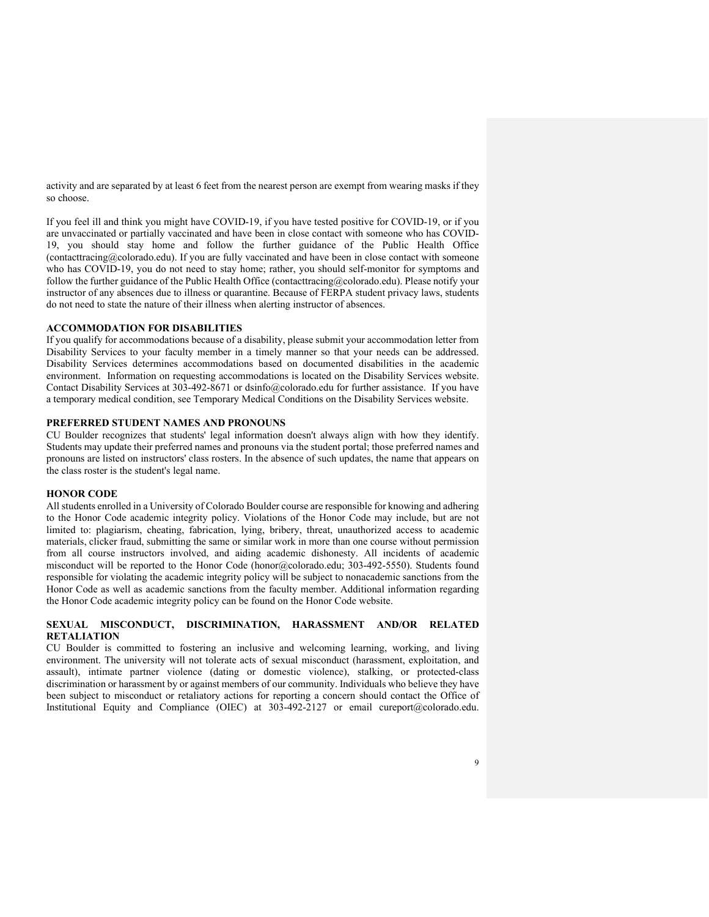activity and are separated by at least 6 feet from the nearest person are exempt from wearing masks if they so choose.

If you feel ill and think you might have COVID-19, if you have tested positive for COVID-19, or if you are unvaccinated or partially vaccinated and have been in close contact with someone who has COVID-19, you should stay home and follow the further guidance of the Public Health Office (contacttracing@colorado.edu). If you are fully vaccinated and have been in close contact with someone who has COVID-19, you do not need to stay home; rather, you should self-monitor for symptoms and follow the further guidance of the Public Health Office (contacttracing@colorado.edu). Please notify your instructor of any absences due to illness or quarantine. Because of FERPA student privacy laws, students do not need to state the nature of their illness when alerting instructor of absences.

**ACCOMMODATION FOR DISABILITIES**

If you qualify for accommodations because of a disability, please submit your accommodation letter from Disability Services to your faculty member in a timely manner so that your needs can be addressed. Disability Services determines accommodations based on documented disabilities in the academic environment. Information on requesting accommodations is located on the Disability Services website. Contact Disability Services at 303-492-8671 or dsinfo@colorado.edu for further assistance. If you have a temporary medical condition, see Temporary Medical Conditions on the Disability Services website.

**PREFERRED STUDENT NAMES AND PRONOUNS**

CU Boulder recognizes that students' legal information doesn't always align with how they identify. Students may update their preferred names and pronouns via the student portal; those preferred names and pronouns are listed on instructors' class rosters. In the absence of such updates, the name that appears on the class roster is the student's legal name.

**HONOR CODE**

All students enrolled in a University of Colorado Boulder course are responsible for knowing and adhering to the Honor Code academic integrity policy. Violations of the Honor Code may include, but are not limited to: plagiarism, cheating, fabrication, lying, bribery, threat, unauthorized access to academic materials, clicker fraud, submitting the same or similar work in more than one course without permission from all course instructors involved, and aiding academic dishonesty. All incidents of academic misconduct will be reported to the Honor Code (honor@colorado.edu; 303-492-5550). Students found responsible for violating the academic integrity policy will be subject to nonacademic sanctions from the Honor Code as well as academic sanctions from the faculty member. Additional information regarding the Honor Code academic integrity policy can be found on the Honor Code website.

**SEXUAL MISCONDUCT, DISCRIMINATION, HARASSMENT AND/OR RELATED RETALIATION**

CU Boulder is committed to fostering an inclusive and welcoming learning, working, and living environment. The university will not tolerate acts of sexual misconduct (harassment, exploitation, and assault), intimate partner violence (dating or domestic violence), stalking, or protected-class discrimination or harassment by or against members of our community. Individuals who believe they have been subject to misconduct or retaliatory actions for reporting a concern should contact the Office of Institutional Equity and Compliance (OIEC) at 303-492-2127 or email cureport@colorado.edu.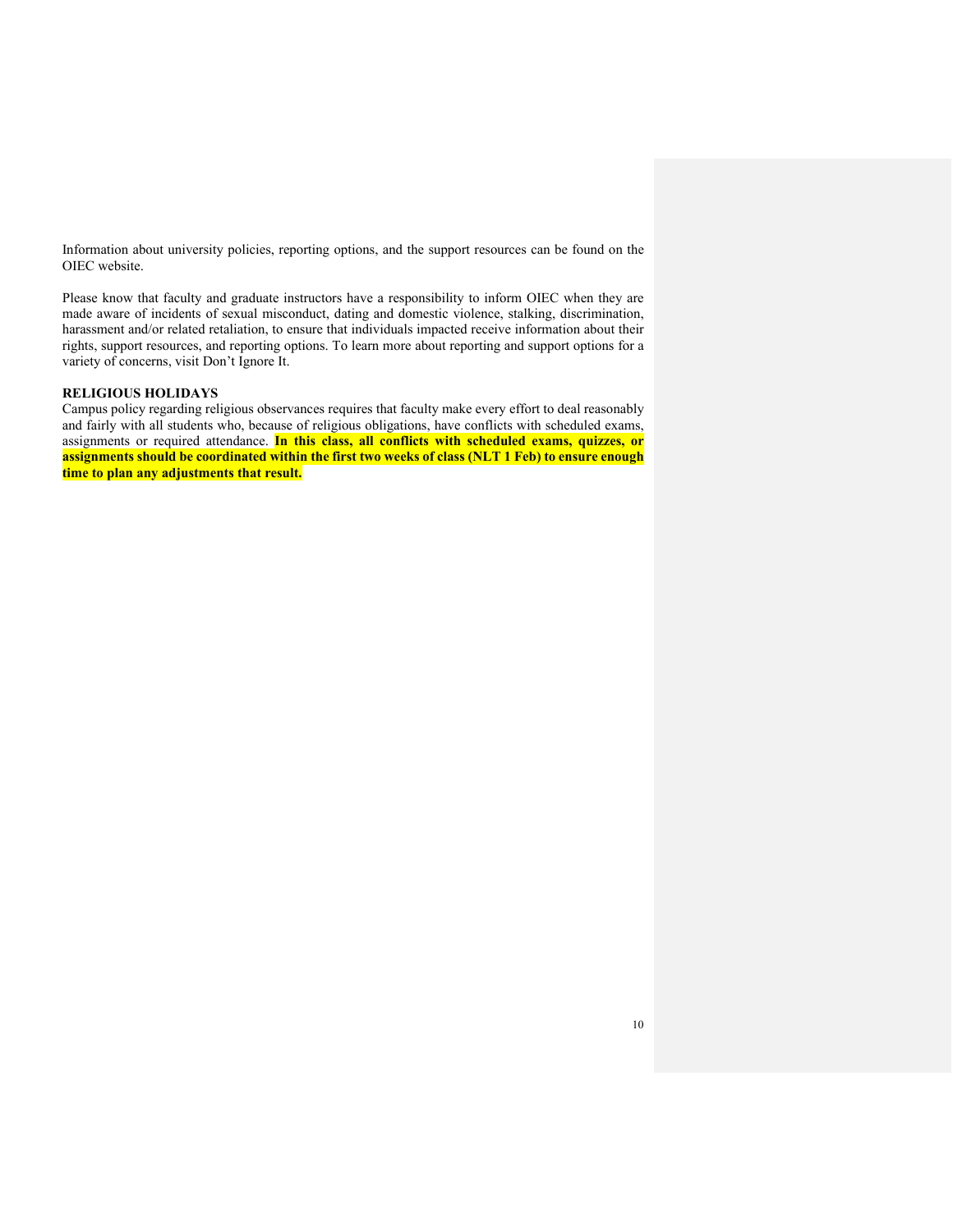Information about university policies, reporting options, and the support resources can be found on the OIEC website.

Please know that faculty and graduate instructors have a responsibility to inform OIEC when they are made aware of incidents of sexual misconduct, dating and domestic violence, stalking, discrimination, harassment and/or related retaliation, to ensure that individuals impacted receive information about their rights, support resources, and reporting options. To learn more about reporting and support options for a variety of concerns, visit Don't Ignore It.

**RELIGIOUS HOLIDAYS**

Campus policy regarding religious observances requires that faculty make every effort to deal reasonably and fairly with all students who, because of religious obligations, have conflicts with scheduled exams, assignments or required attendance. **In this class, all conflicts with scheduled exams, quizzes, or assignments should be coordinated within the first two weeks of class (NLT 1 Feb) to ensure enough time to plan any adjustments that result.**